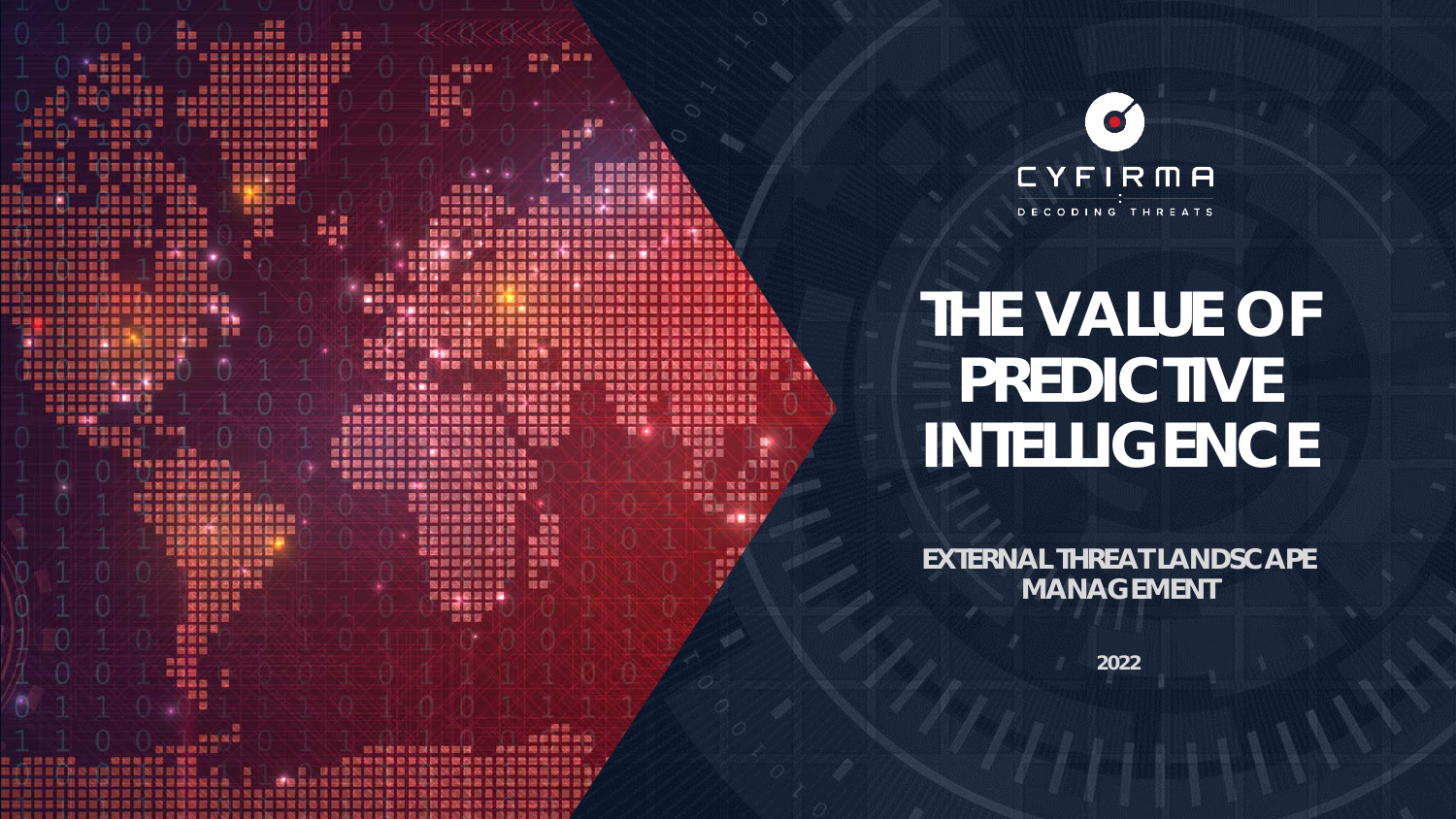CYFIRMA

DECODING THREATS

# THE VALUE OF PREDICTIVE INTELLIGENCE

## EXTERNAL THREAT LANDSCAPE MANAGEMENT

2022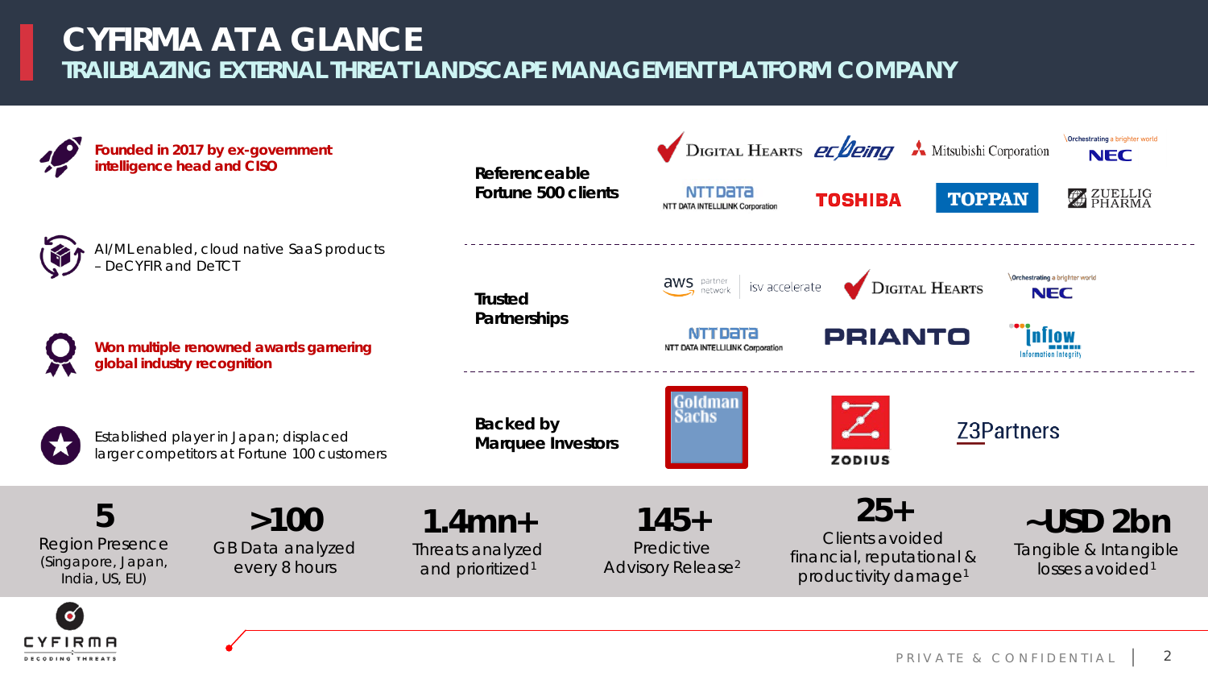# CYFIRMA AT A GLANCE

## TRAILBLAZING EXTERNAL THREAT LANDSCAPE MANAGEMENT PLATFORM COMPANY

**Founded in 2017 by ex-government intelligence head and CISO**

AI/ML enabled, cloud native SaaS products – DeCYFIR and DeTCT

**Won multiple renowned awards garnering global industry recognition**

Established player in Japan; displaced larger competitors at Fortune 100 customers

**Referenceable Fortune 500 clients**

Digital Hearts, ecBeing, Mitsubishi Corporation, NEC (Orchestrating a brighter world), NTT Data (NTT DATA INTELLILINK Corporation), TOSHIBA, TOPPAN, ZUELLIG PHARMA

**Trusted Partnerships**

aws partner network | isv accelerate, Digital Hearts, NEC (Orchestrating a brighter world), NTT Data (NTT DATA INTELLILINK Corporation), PRIANTO, inflow (Information Integrity)

**Backed by Marquee Investors**

Goldman Sachs, ZODIUS, Z3Partners

| **5** | **>100** | **1.4mn+** | **145+** | **25+** | **~USD 2bn** |
|---|---|---|---|---|---|
| Region Presence (Singapore, Japan, India, US, EU) | GB Data analyzed every 8 hours | Threats analyzed and prioritized[1] | Predictive Advisory Release[2] | Clients avoided financial, reputational & productivity damage[1] | Tangible & Intangible losses avoided[1] |

CYFIRMA – DECODING THREATS

PRIVATE & CONFIDENTIAL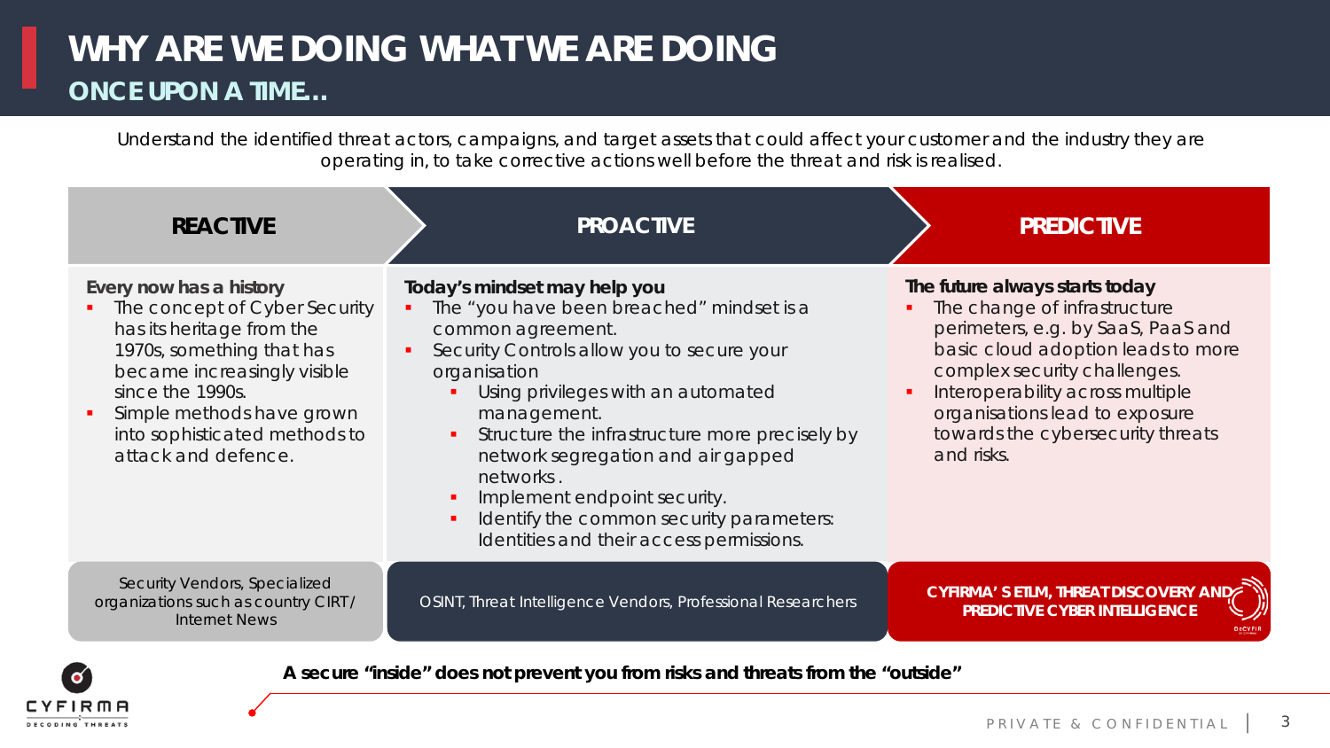# WHY ARE WE DOING WHAT WE ARE DOING

## ONCE UPON A TIME…

Understand the identified threat actors, campaigns, and target assets that could affect your customer and the industry they are operating in, to take corrective actions well before the threat and risk is realised.

### REACTIVE

**Every now has a history**

- The concept of Cyber Security has its heritage from the 1970s, something that has became increasingly visible since the 1990s.
- Simple methods have grown into sophisticated methods to attack and defence.

Security Vendors, Specialized organizations such as country CIRT/ Internet News

### PROACTIVE

**Today's mindset may help you**

- The "you have been breached" mindset is a common agreement.
- Security Controls allow you to secure your organisation
  - Using privileges with an automated management.
  - Structure the infrastructure more precisely by network segregation and air gapped networks.
  - Implement endpoint security.
  - Identify the common security parameters: Identities and their access permissions.

OSINT, Threat Intelligence Vendors, Professional Researchers

### PREDICTIVE

**The future always starts today**

- The change of infrastructure perimeters, e.g. by SaaS, PaaS and basic cloud adoption leads to more complex security challenges.
- Interoperability across multiple organisations lead to exposure towards the cybersecurity threats and risks.

**CYFIRMA' S ETLM, THREAT DISCOVERY AND PREDICTIVE CYBER INTELLIGENCE**

**A secure "inside" does not prevent you from risks and threats from the "outside"**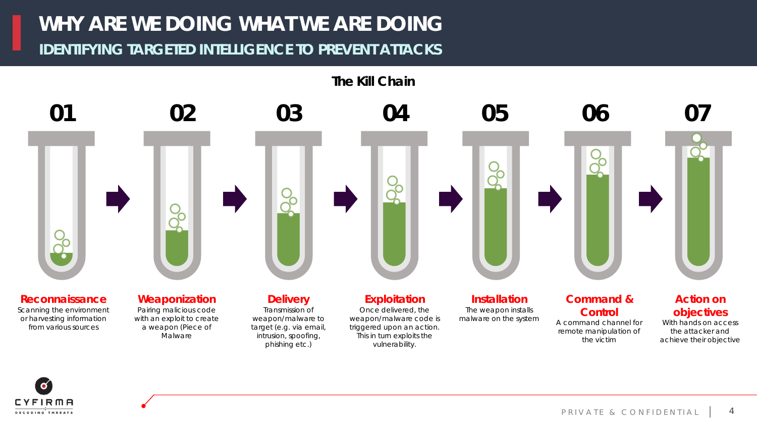# WHY ARE WE DOING WHAT WE ARE DOING

## IDENTIFYING TARGETED INTELLIGENCE TO PREVENT ATTACKS

### The Kill Chain

**01 Reconnaissance**
Scanning the environment or harvesting information from various sources

**02 Weaponization**
Pairing malicious code with an exploit to create a weapon (Piece of Malware

**03 Delivery**
Transmission of weapon/malware to target (e.g. via email, intrusion, spoofing, phishing etc.)

**04 Exploitation**
Once delivered, the weapon/malware code is triggered upon an action. This in turn exploits the vulnerability.

**05 Installation**
The weapon installs malware on the system

**06 Command & Control**
A command channel for remote manipulation of the victim

**07 Action on objectives**
With hands on access the attacker and achieve their objective

PRIVATE & CONFIDENTIAL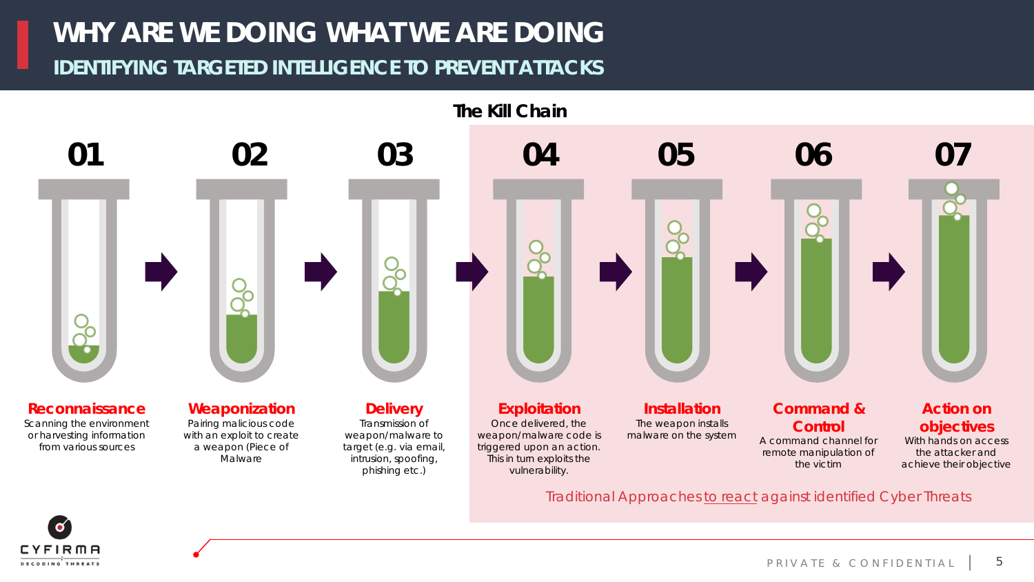# WHY ARE WE DOING WHAT WE ARE DOING

## IDENTIFYING TARGETED INTELLIGENCE TO PREVENT ATTACKS

### The Kill Chain

**01 – Reconnaissance**
Scanning the environment or harvesting information from various sources

**02 – Weaponization**
Pairing malicious code with an exploit to create a weapon (Piece of Malware

**03 – Delivery**
Transmission of weapon/malware to target (e.g. via email, intrusion, spoofing, phishing etc.)

**04 – Exploitation**
Once delivered, the weapon/malware code is triggered upon an action. This in turn exploits the vulnerability.

**05 – Installation**
The weapon installs malware on the system

**06 – Command & Control**
A command channel for remote manipulation of the victim

**07 – Action on objectives**
With hands on access the attacker and achieve their objective

Traditional Approaches to react against identified Cyber Threats

PRIVATE & CONFIDENTIAL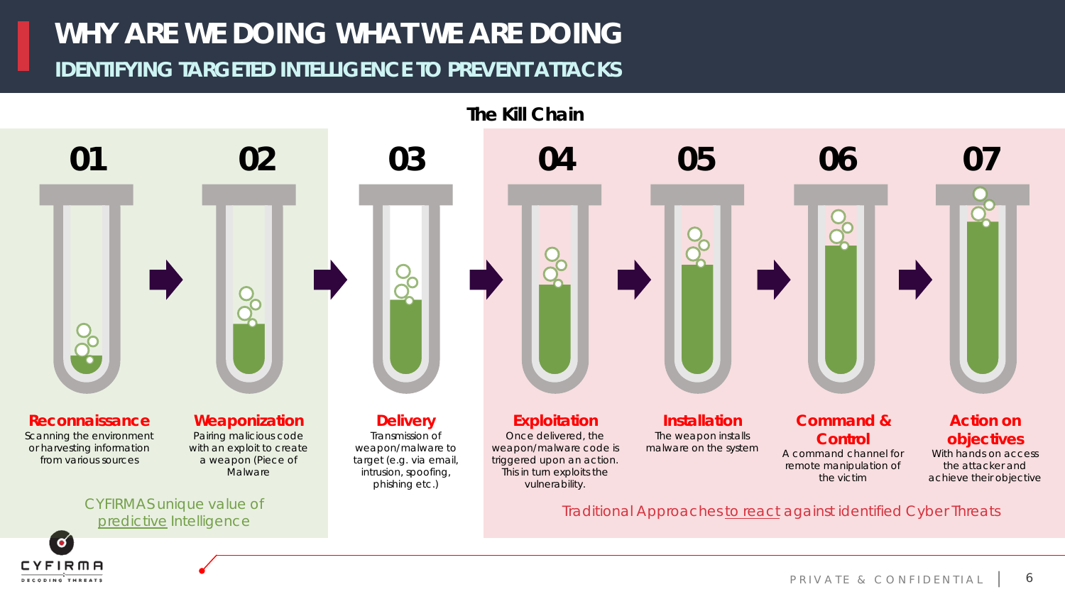# WHY ARE WE DOING WHAT WE ARE DOING

## IDENTIFYING TARGETED INTELLIGENCE TO PREVENT ATTACKS

### The Kill Chain

**01 Reconnaissance**
Scanning the environment or harvesting information from various sources

**02 Weaponization**
Pairing malicious code with an exploit to create a weapon (Piece of Malware

**03 Delivery**
Transmission of weapon/malware to target (e.g. via email, intrusion, spoofing, phishing etc.)

**04 Exploitation**
Once delivered, the weapon/malware code is triggered upon an action. This in turn exploits the vulnerability.

**05 Installation**
The weapon installs malware on the system

**06 Command & Control**
A command channel for remote manipulation of the victim

**07 Action on objectives**
With hands on access the attacker and achieve their objective

CYFIRMAS unique value of predictive Intelligence

Traditional Approaches to react against identified Cyber Threats

PRIVATE & CONFIDENTIAL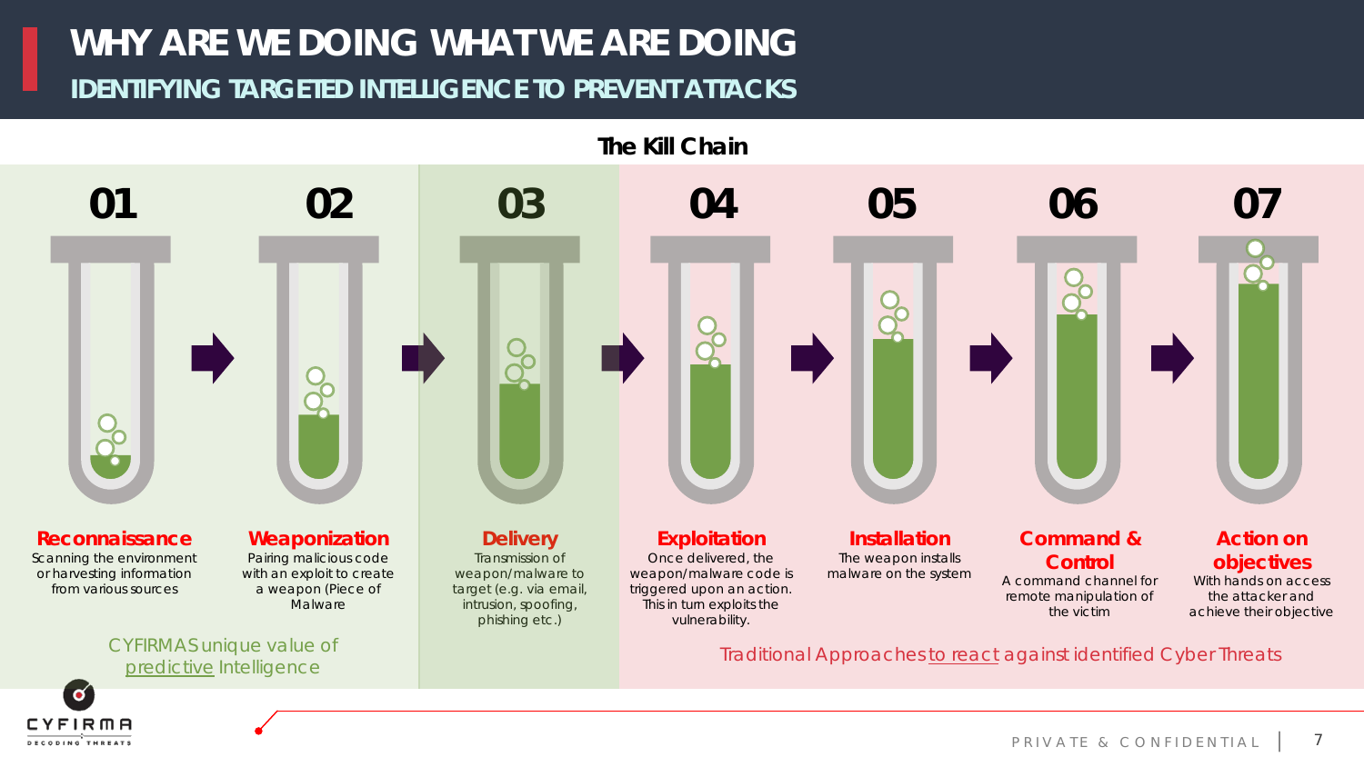# WHY ARE WE DOING WHAT WE ARE DOING

## IDENTIFYING TARGETED INTELLIGENCE TO PREVENT ATTACKS

### The Kill Chain

**01 Reconnaissance**
Scanning the environment or harvesting information from various sources

**02 Weaponization**
Pairing malicious code with an exploit to create a weapon (Piece of Malware

**03 Delivery**
Transmission of weapon/malware to target (e.g. via email, intrusion, spoofing, phishing etc.)

**04 Exploitation**
Once delivered, the weapon/malware code is triggered upon an action. This in turn exploits the vulnerability.

**05 Installation**
The weapon installs malware on the system

**06 Command & Control**
A command channel for remote manipulation of the victim

**07 Action on objectives**
With hands on access the attacker and achieve their objective

CYFIRMAS unique value of predictive Intelligence

Traditional Approaches to react against identified Cyber Threats

PRIVATE & CONFIDENTIAL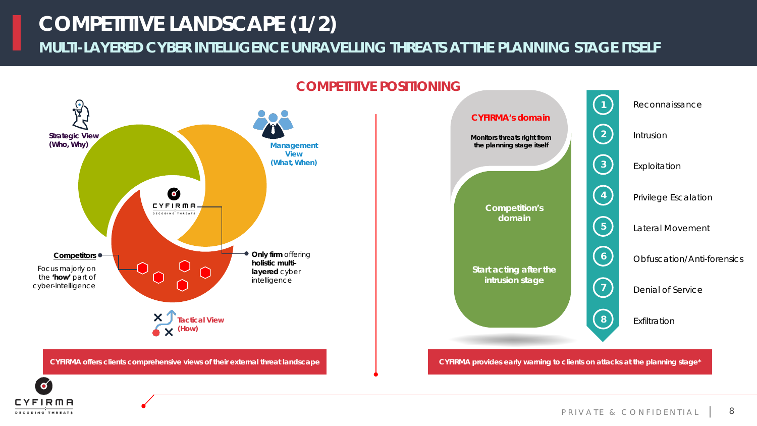# COMPETITIVE LANDSCAPE (1/2)

## MULTI-LAYERED CYBER INTELLIGENCE UNRAVELLING THREATS AT THE PLANNING STAGE ITSELF

### COMPETITIVE POSITIONING

**Strategic View (Who, Why)**

**Management View (What, When)**

**Tactical View (How)**

CYFIRMA
DECODING THREATS

**Competitors**
Focus majorly on the **'how'** part of cyber-intelligence

**Only firm** offering **holistic multi-layered** cyber intelligence

**CYFIRMA offers clients comprehensive views of their external threat landscape**

**CYFIRMA's domain**
**Monitors threats right from the planning stage itself**

**Competition's domain**
**Start acting after the intrusion stage**

1. Reconnaissance
2. Intrusion
3. Exploitation
4. Privilege Escalation
5. Lateral Movement
6. Obfuscation/Anti-forensics
7. Denial of Service
8. Exfiltration

**CYFIRMA provides early warning to clients on attacks at the planning stage***

PRIVATE & CONFIDENTIAL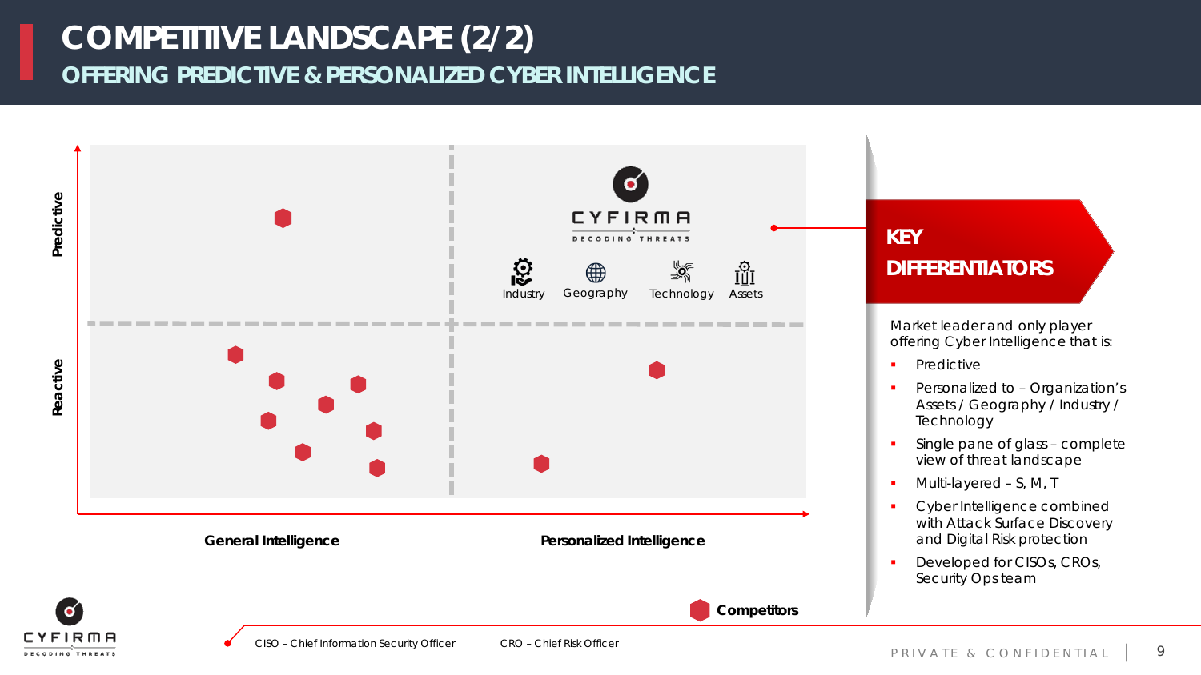# COMPETITIVE LANDSCAPE (2/2)

## OFFERING PREDICTIVE & PERSONALIZED CYBER INTELLIGENCE

Predictive

Reactive

CYFIRMA
DECODING THREATS

Industry Geography Technology Assets

General Intelligence

Personalized Intelligence

Competitors

## KEY DIFFERENTIATORS

Market leader and only player offering Cyber Intelligence that is:

- Predictive
- Personalized to – Organization's Assets / Geography / Industry / Technology
- Single pane of glass – complete view of threat landscape
- Multi-layered – S, M, T
- Cyber Intelligence combined with Attack Surface Discovery and Digital Risk protection
- Developed for CISOs, CROs, Security Ops team

CISO – Chief Information Security Officer CRO – Chief Risk Officer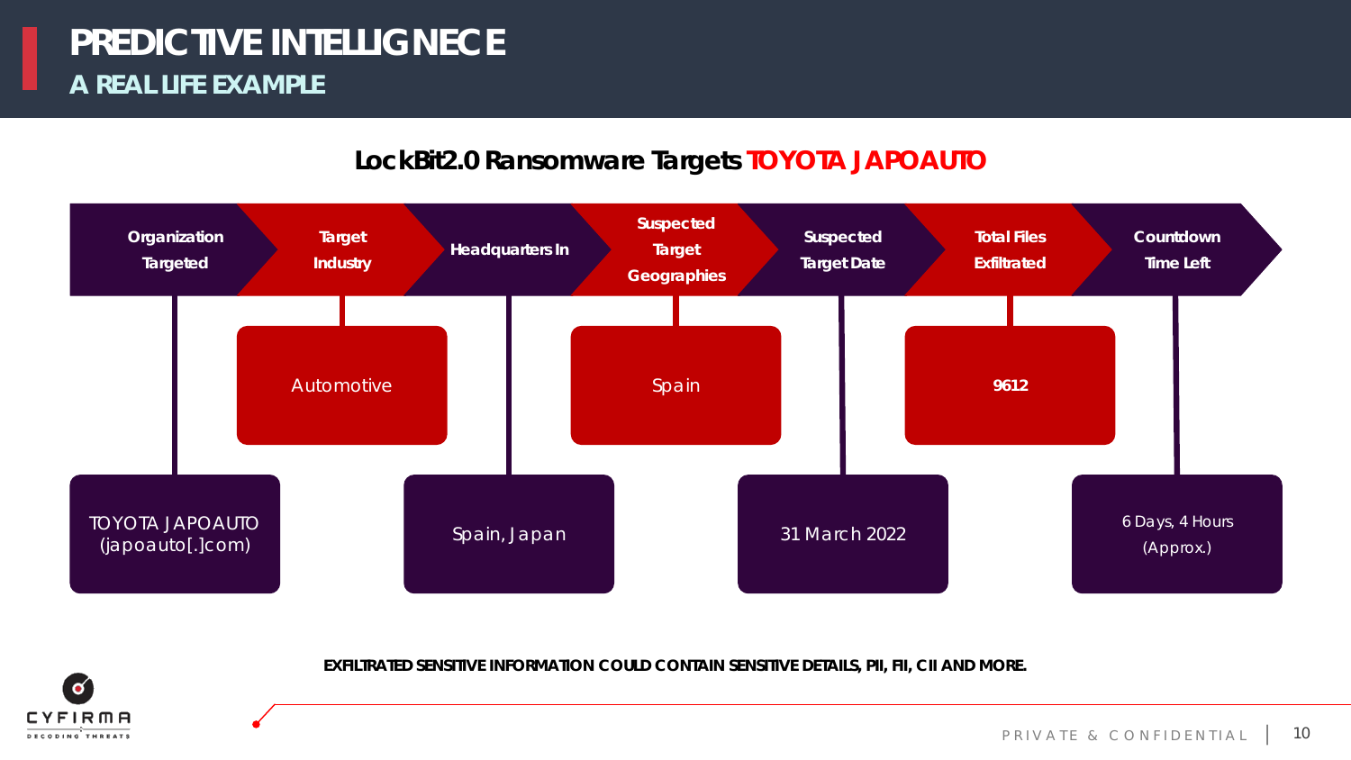# PREDICTIVE INTELLIGNECE

## A REAL LIFE EXAMPLE

### LockBit2.0 Ransomware Targets TOYOTA JAPOAUTO

| Organization Targeted | Target Industry | Headquarters In | Suspected Target Geographies | Suspected Target Date | Total Files Exfiltrated | Countdown Time Left |
|---|---|---|---|---|---|---|
| TOYOTA JAPOAUTO (japoauto[.]com) | Automotive | Spain, Japan | Spain | 31 March 2022 | 9612 | 6 Days, 4 Hours (Approx.) |

**EXFILTRATED SENSITIVE INFORMATION COULD CONTAIN SENSITIVE DETAILS, PII, FII, CII AND MORE.**

CYFIRMA DECODING THREATS

PRIVATE & CONFIDENTIAL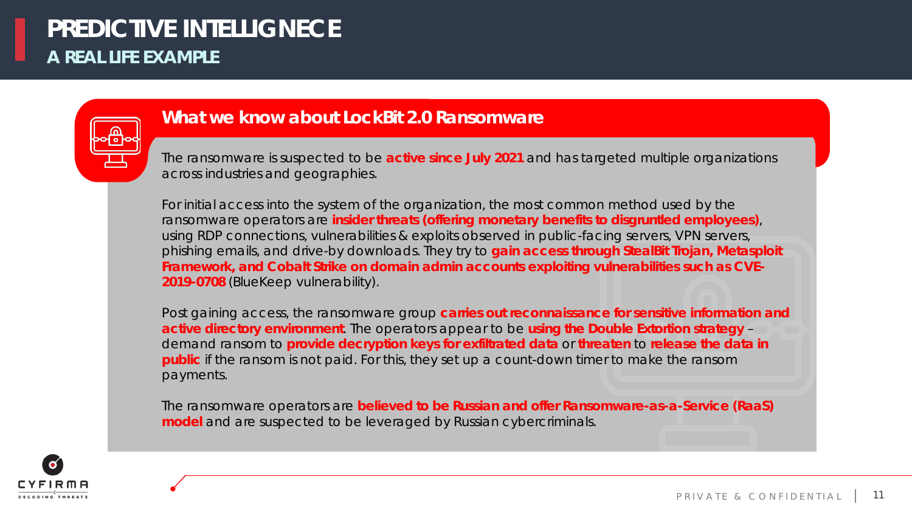# PREDICTIVE INTELLIGNECE

## A REAL LIFE EXAMPLE

### What we know about LockBit 2.0 Ransomware

The ransomware is suspected to be **active since July 2021** and has targeted multiple organizations across industries and geographies.

For initial access into the system of the organization, the most common method used by the ransomware operators are **insider threats (offering monetary benefits to disgruntled employees)**, using RDP connections, vulnerabilities & exploits observed in public-facing servers, VPN servers, phishing emails, and drive-by downloads. They try to **gain access through StealBit Trojan, Metasploit Framework, and Cobalt Strike on domain admin accounts exploiting vulnerabilities such as CVE-2019-0708** (BlueKeep vulnerability).

Post gaining access, the ransomware group **carries out reconnaissance for sensitive information and active directory environment**. The operators appear to be **using the Double Extortion strategy** – demand ransom to **provide decryption keys for exfiltrated data** or **threaten** to **release the data in public** if the ransom is not paid. For this, they set up a count-down timer to make the ransom payments.

The ransomware operators are **believed to be Russian and offer Ransomware-as-a-Service (RaaS) model** and are suspected to be leveraged by Russian cybercriminals.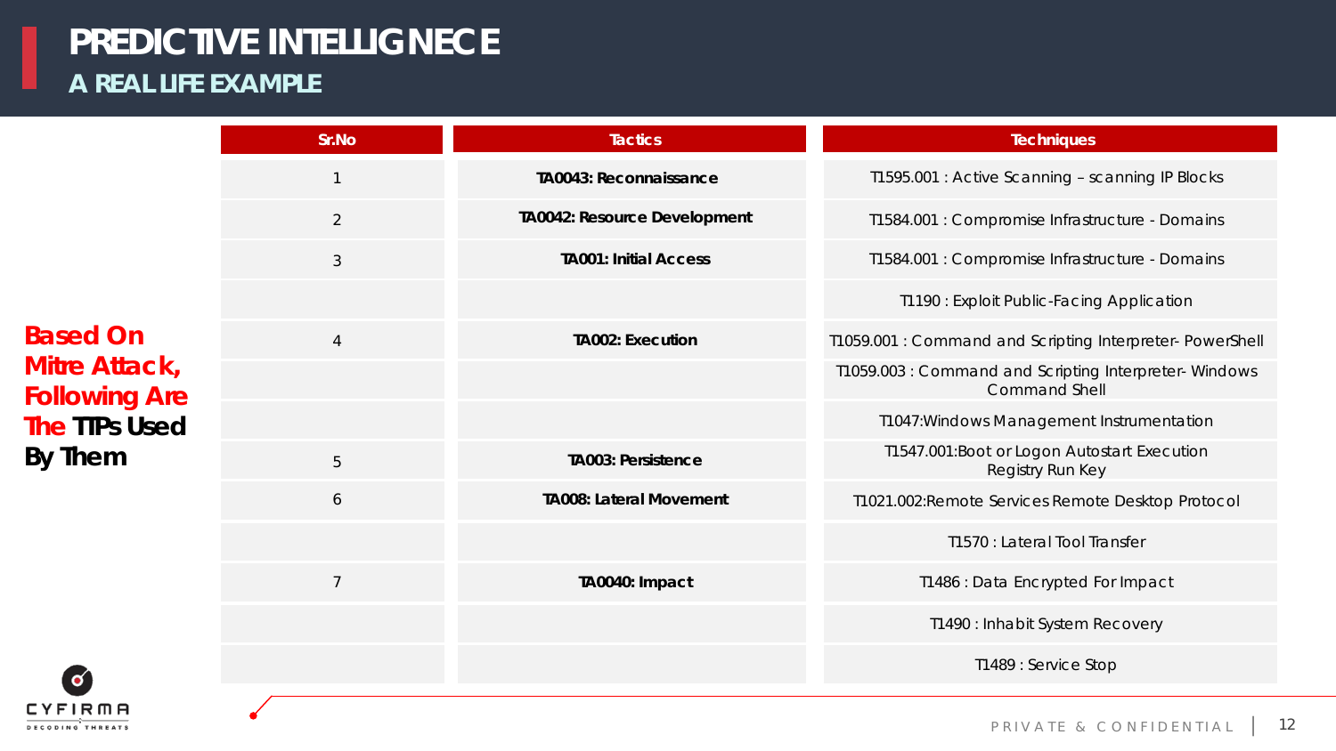# PREDICTIVE INTELLIGNECE

## A REAL LIFE EXAMPLE

**Based On Mitre Attack, Following Are The TTPs Used By Them**

| Sr.No | Tactics | Techniques |
|---|---|---|
| 1 | **TA0043: Reconnaissance** | T1595.001 : Active Scanning – scanning IP Blocks |
| 2 | **TA0042: Resource Development** | T1584.001 : Compromise Infrastructure - Domains |
| 3 | **TA001: Initial Access** | T1584.001 : Compromise Infrastructure - Domains |
| | | T1190 : Exploit Public-Facing Application |
| 4 | **TA002: Execution** | T1059.001 : Command and Scripting Interpreter- PowerShell |
| | | T1059.003 : Command and Scripting Interpreter- Windows Command Shell |
| | | T1047:Windows Management Instrumentation |
| 5 | **TA003: Persistence** | T1547.001:Boot or Logon Autostart Execution Registry Run Key |
| 6 | **TA008: Lateral Movement** | T1021.002:Remote Services Remote Desktop Protocol |
| | | T1570 : Lateral Tool Transfer |
| 7 | **TA0040: Impact** | T1486 : Data Encrypted For Impact |
| | | T1490 : Inhabit System Recovery |
| | | T1489 : Service Stop |

PRIVATE & CONFIDENTIAL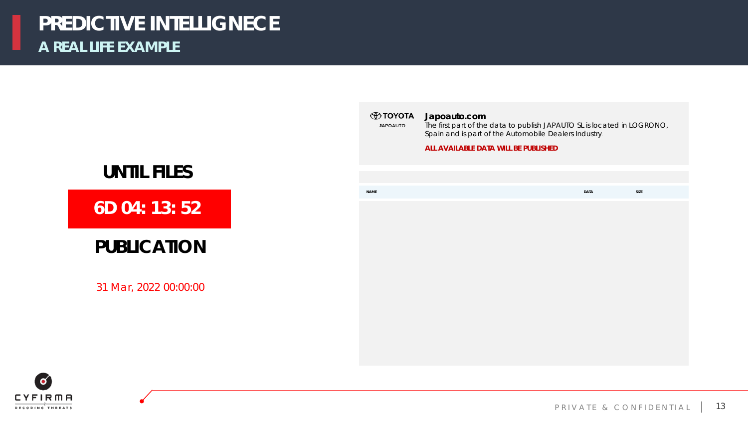# PREDICTIVE INTELLIGNECE

## A REAL LIFE EXAMPLE

**UNTIL FILES**

**6D 04: 13: 52**

**PUBLICATION**

31 Mar, 2022 00:00:00

TOYOTA
JAPOAUTO

**Japoauto.com**

The first part of the data to publish JAPAUTO SL is located in LOGRONO, Spain and is part of the Automobile Dealers Industry.

**ALL AVAILABLE DATA WILL BE PUBLISHED**

| NAME | DATA | SIZE |
| --- | --- | --- |

PRIVATE & CONFIDENTIAL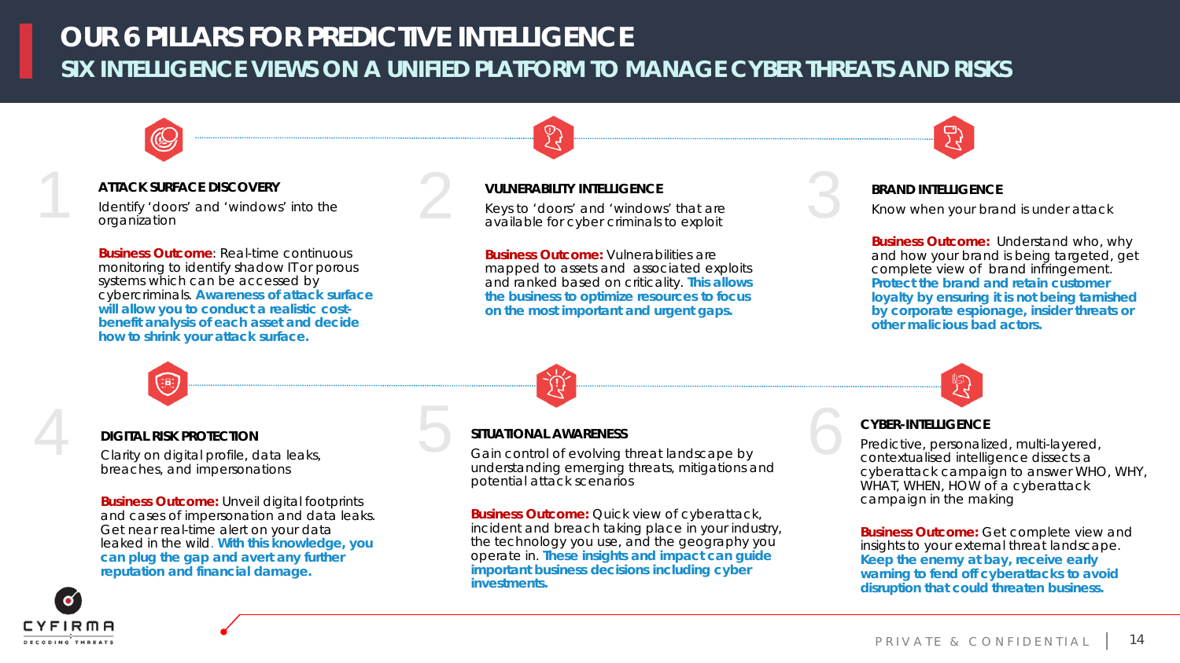# OUR 6 PILLARS FOR PREDICTIVE INTELLIGENCE

## SIX INTELLIGENCE VIEWS ON A UNIFIED PLATFORM TO MANAGE CYBER THREATS AND RISKS

### 1 ATTACK SURFACE DISCOVERY

Identify 'doors' and 'windows' into the organization

**Business Outcome**: Real-time continuous monitoring to identify shadow IT or porous systems which can be accessed by cybercriminals. **Awareness of attack surface will allow you to conduct a realistic cost-benefit analysis of each asset and decide how to shrink your attack surface.**

### 2 VULNERABILITY INTELLIGENCE

Keys to 'doors' and 'windows' that are available for cyber criminals to exploit

**Business Outcome:** Vulnerabilities are mapped to assets and associated exploits and ranked based on criticality. **This allows the business to optimize resources to focus on the most important and urgent gaps.**

### 3 BRAND INTELLIGENCE

Know when your brand is under attack

**Business Outcome:** Understand who, why and how your brand is being targeted, get complete view of brand infringement. **Protect the brand and retain customer loyalty by ensuring it is not being tarnished by corporate espionage, insider threats or other malicious bad actors.**

### 4 DIGITAL RISK PROTECTION

Clarity on digital profile, data leaks, breaches, and impersonations

**Business Outcome:** Unveil digital footprints and cases of impersonation and data leaks. Get near real-time alert on your data leaked in the wild. **With this knowledge, you can plug the gap and avert any further reputation and financial damage.**

### 5 SITUATIONAL AWARENESS

Gain control of evolving threat landscape by understanding emerging threats, mitigations and potential attack scenarios

**Business Outcome:** Quick view of cyberattack, incident and breach taking place in your industry, the technology you use, and the geography you operate in. **These insights and impact can guide important business decisions including cyber investments.**

### 6 CYBER-INTELLIGENCE

Predictive, personalized, multi-layered, contextualised intelligence dissects a cyberattack campaign to answer WHO, WHY, WHAT, WHEN, HOW of a cyberattack campaign in the making

**Business Outcome:** Get complete view and insights to your external threat landscape. **Keep the enemy at bay, receive early warning to fend off cyberattacks to avoid disruption that could threaten business.**

PRIVATE & CONFIDENTIAL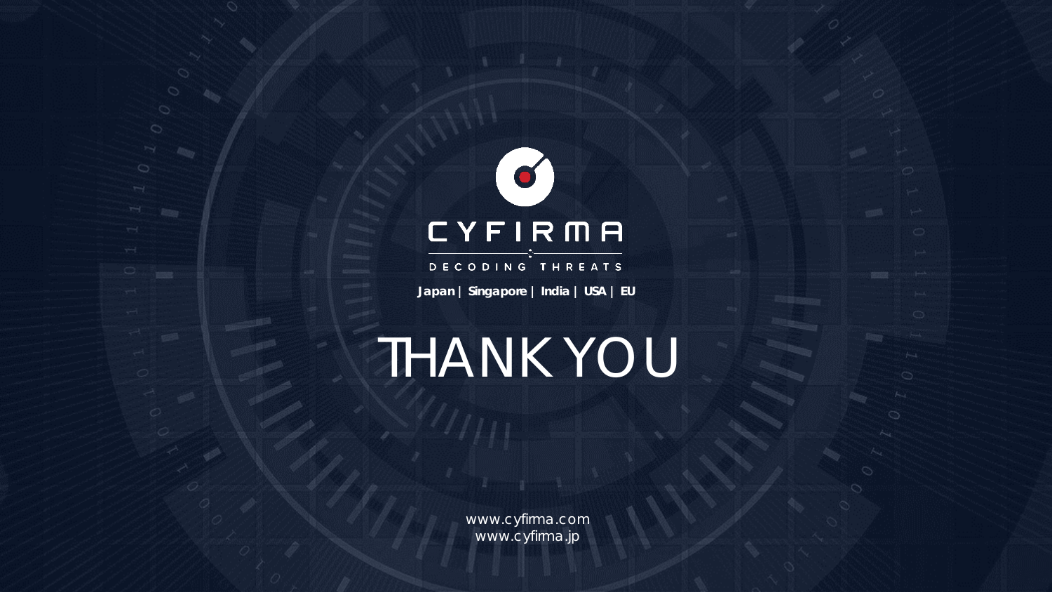CYFIRMA

DECODING THREATS

Japan | Singapore | India | USA | EU

# THANK YOU

www.cyfirma.com
www.cyfirma.jp